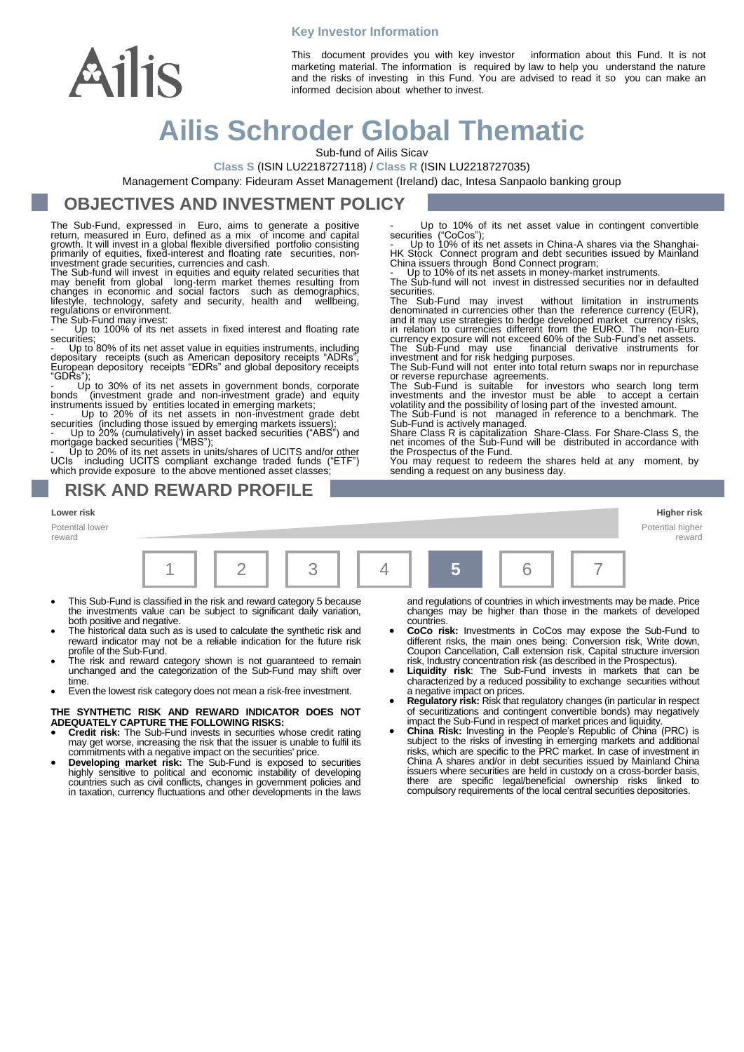**Key Investor Information**

This document provides you with key investor information about this Fund. It is not marketing material. The information is required by law to help you understand the nature and the risks of investing in this Fund. You are advised to read it so you can make an informed decision about whether to invest.

# Ailis Schroder Global Thematic

Sub-fund of Ailis Sicav

**Class S** (ISIN LU2218727118) / **Class R** (ISIN LU2218727035)

Management Company: Fideuram Asset Management (Ireland) dac, Intesa Sanpaolo banking group

## OBJECTIVES AND INVESTMENT POLICY

The Sub-Fund, expressed in Euro, aims to generate a positive return, measured in Euro, defined as a mix of income and capital growth. It will invest in a global flexible diversified portfolio consisting primarily of equities, fixed-interest and floating rate securities, non-investment grade securities, currencies and cash.

The Sub-fund will invest in equities and equity related securities that may benefit from global long-term market themes resulting from changes in economic and social factors such as demographics, lifestyle, technology, safety and security, health and wellbeing, regulations or environment.

The Sub-Fund may invest:

- Up to 100% of its net assets in fixed interest and floating rate securities;
- Up to 80% of its net asset value in equities instruments, including depositary receipts (such as American depository receipts "ADRs", European depository receipts "EDRs" and global depository receipts "GDRs");
- Up to 30% of its net assets in government bonds, corporate bonds (investment grade and non-investment grade) and equity instruments issued by entities located in emerging markets;
- Up to 20% of its net assets in non-investment grade debt securities (including those issued by emerging markets issuers);
- Up to 20% (cumulatively) in asset backed securities ("ABS") and mortgage backed securities ("MBS");
- Up to 20% of its net assets in units/shares of UCITS and/or other UCIs including UCITS compliant exchange traded funds ("ETF") which provide exposure to the above mentioned asset classes;
- Up to 10% of its net asset value in contingent convertible securities ("CoCos");
- Up to 10% of its net assets in China-A shares via the Shanghai-HK Stock Connect program and debt securities issued by Mainland China issuers through Bond Connect program;
- Up to 10% of its net assets in money-market instruments.

The Sub-fund will not invest in distressed securities nor in defaulted securities.

The Sub-Fund may invest without limitation in instruments denominated in currencies other than the reference currency (EUR), and it may use strategies to hedge developed market currency risks, in relation to currencies different from the EURO. The non-Euro currency exposure will not exceed 60% of the Sub-Fund's net assets.

The Sub-Fund may use financial derivative instruments for investment and for risk hedging purposes.

The Sub-Fund will not enter into total return swaps nor in repurchase or reverse repurchase agreements.

The Sub-Fund is suitable for investors who search long term investments and the investor must be able to accept a certain volatility and the possibility of losing part of the invested amount.

The Sub-Fund is not managed in reference to a benchmark. The Sub-Fund is actively managed.

Share Class R is capitalization Share-Class. For Share-Class S, the net incomes of the Sub-Fund will be distributed in accordance with the Prospectus of the Fund.

You may request to redeem the shares held at any moment, by sending a request on any business day.

## RISK AND REWARD PROFILE

**Lower risk** — Potential lower reward | **Higher risk** — Potential higher reward

| 1 | 2 | 3 | 4 | **5** | 6 | 7 |
|---|---|---|---|---|---|---|

- This Sub-Fund is classified in the risk and reward category 5 because the investments value can be subject to significant daily variation, both positive and negative.
- The historical data such as is used to calculate the synthetic risk and reward indicator may not be a reliable indication for the future risk profile of the Sub-Fund.
- The risk and reward category shown is not guaranteed to remain unchanged and the categorization of the Sub-Fund may shift over time.
- Even the lowest risk category does not mean a risk-free investment.

**THE SYNTHETIC RISK AND REWARD INDICATOR DOES NOT ADEQUATELY CAPTURE THE FOLLOWING RISKS:**

- **Credit risk:** The Sub-Fund invests in securities whose credit rating may get worse, increasing the risk that the issuer is unable to fulfil its commitments with a negative impact on the securities' price.
- **Developing market risk:** The Sub-Fund is exposed to securities highly sensitive to political and economic instability of developing countries such as civil conflicts, changes in government policies and in taxation, currency fluctuations and other developments in the laws and regulations of countries in which investments may be made. Price changes may be higher than those in the markets of developed countries.
- **CoCo risk:** Investments in CoCos may expose the Sub-Fund to different risks, the main ones being: Conversion risk, Write down, Coupon Cancellation, Call extension risk, Capital structure inversion risk, Industry concentration risk (as described in the Prospectus).
- **Liquidity risk**: The Sub-Fund invests in markets that can be characterized by a reduced possibility to exchange securities without a negative impact on prices.
- **Regulatory risk:** Risk that regulatory changes (in particular in respect of securitizations and contingent convertible bonds) may negatively impact the Sub-Fund in respect of market prices and liquidity.
- **China Risk:** Investing in the People's Republic of China (PRC) is subject to the risks of investing in emerging markets and additional risks, which are specific to the PRC market. In case of investment in China A shares and/or in debt securities issued by Mainland China issuers where securities are held in custody on a cross-border basis, there are specific legal/beneficial ownership risks linked to compulsory requirements of the local central securities depositories.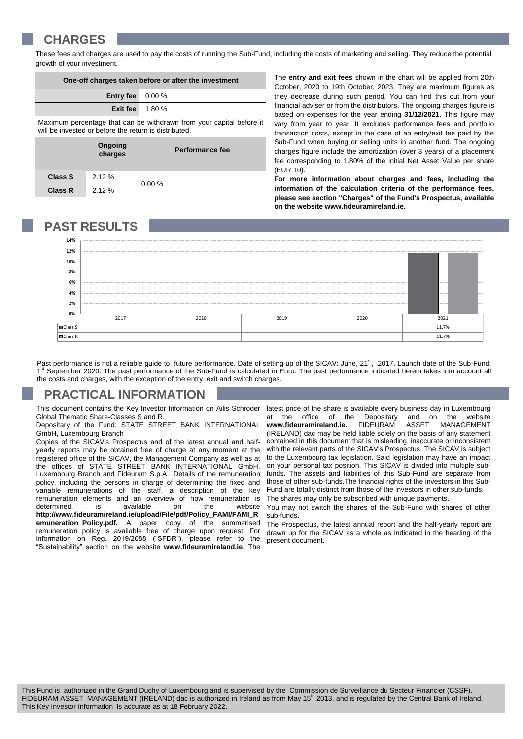## CHARGES

These fees and charges are used to pay the costs of running the Sub-Fund, including the costs of marketing and selling. They reduce the potential growth of your investment.

| One-off charges taken before or after the investment | |
|---|---|
| **Entry fee** | 0.00 % |
| **Exit fee** | 1.80 % |

Maximum percentage that can be withdrawn from your capital before it will be invested or before the return is distributed.

| | Ongoing charges | Performance fee |
|---|---|---|
| **Class S** | 2.12 % | 0.00 % |
| **Class R** | 2.12 % | |

The **entry and exit fees** shown in the chart will be applied from 20th October, 2020 to 19th October, 2023. They are maximum figures as they decrease during such period. You can find this out from your financial adviser or from the distributors. The ongoing charges figure is based on expenses for the year ending **31/12/2021**. This figure may vary from year to year. It excludes performance fees and portfolio transaction costs, except in the case of an entry/exit fee paid by the Sub-Fund when buying or selling units in another fund. The ongoing charges figure include the amortization (over 3 years) of a placement fee corresponding to 1.80% of the initial Net Asset Value per share (EUR 10).

**For more information about charges and fees, including the information of the calculation criteria of the performance fees, please see section "Charges" of the Fund's Prospectus, available on the website www.fideuramireland.ie.**

## PAST RESULTS

14%
12%
10%
8%
6%
4%
2%
0%

2017 2018 2019 2020 2021

Class S: 11.7% (2021)
Class R: 11.7% (2021)

Past performance is not a reliable guide to future performance. Date of setting up of the SICAV: June, 21st, 2017. Launch date of the Sub-Fund: 1st September 2020. The past performance of the Sub-Fund is calculated in Euro. The past performance indicated herein takes into account all the costs and charges, with the exception of the entry, exit and switch charges.

## PRACTICAL INFORMATION

This document contains the Key Investor Information on Ailis Schroder Global Thematic Share-Classes S and R.

Depositary of the Fund: STATE STREET BANK INTERNATIONAL GmbH, Luxembourg Branch

Copies of the SICAV's Prospectus and of the latest annual and half-yearly reports may be obtained free of charge at any moment at the registered office of the SICAV, the Management Company as well as at the offices of STATE STREET BANK INTERNATIONAL GmbH, Luxembourg Branch and Fideuram S.p.A.. Details of the remuneration policy, including the persons in charge of determining the fixed and variable remunerations of the staff, a description of the key remuneration elements and an overview of how remuneration is determined, is available on the website **http://www.fideuramireland.ie/upload/File/pdf/Policy_FAMI/FAMI_Remuneration_Policy.pdf.** A paper copy of the summarised remuneration policy is available free of charge upon request. For information on Reg. 2019/2088 ("SFDR"), please refer to the "Sustainability" section on the website **www.fideuramireland.ie**. The latest price of the share is available every business day in Luxembourg at the office of the Depositary and on the website **www.fideuramireland.ie.** FIDEURAM ASSET MANAGEMENT (IRELAND) dac may be held liable solely on the basis of any statement contained in this document that is misleading, inaccurate or inconsistent with the relevant parts of the SICAV's Prospectus. The SICAV is subject to the Luxembourg tax legislation. Said legislation may have an impact on your personal tax position. This SICAV is divided into multiple sub-funds. The assets and liabilities of this Sub-Fund are separate from those of other sub-funds.The financial rights of the investors in this Sub-Fund are totally distinct from those of the investors in other sub-funds. The shares may only be subscribed with unique payments.

You may not switch the shares of the Sub-Fund with shares of other sub-funds.

The Prospectus, the latest annual report and the half-yearly report are drawn up for the SICAV as a whole as indicated in the heading of the present document.

This Fund is authorized in the Grand Duchy of Luxembourg and is supervised by the Commission de Surveillance du Secteur Financier (CSSF). FIDEURAM ASSET MANAGEMENT (IRELAND) dac is authorized in Ireland as from May 15th 2013, and is regulated by the Central Bank of Ireland. This Key Investor Information is accurate as at 18 February 2022.